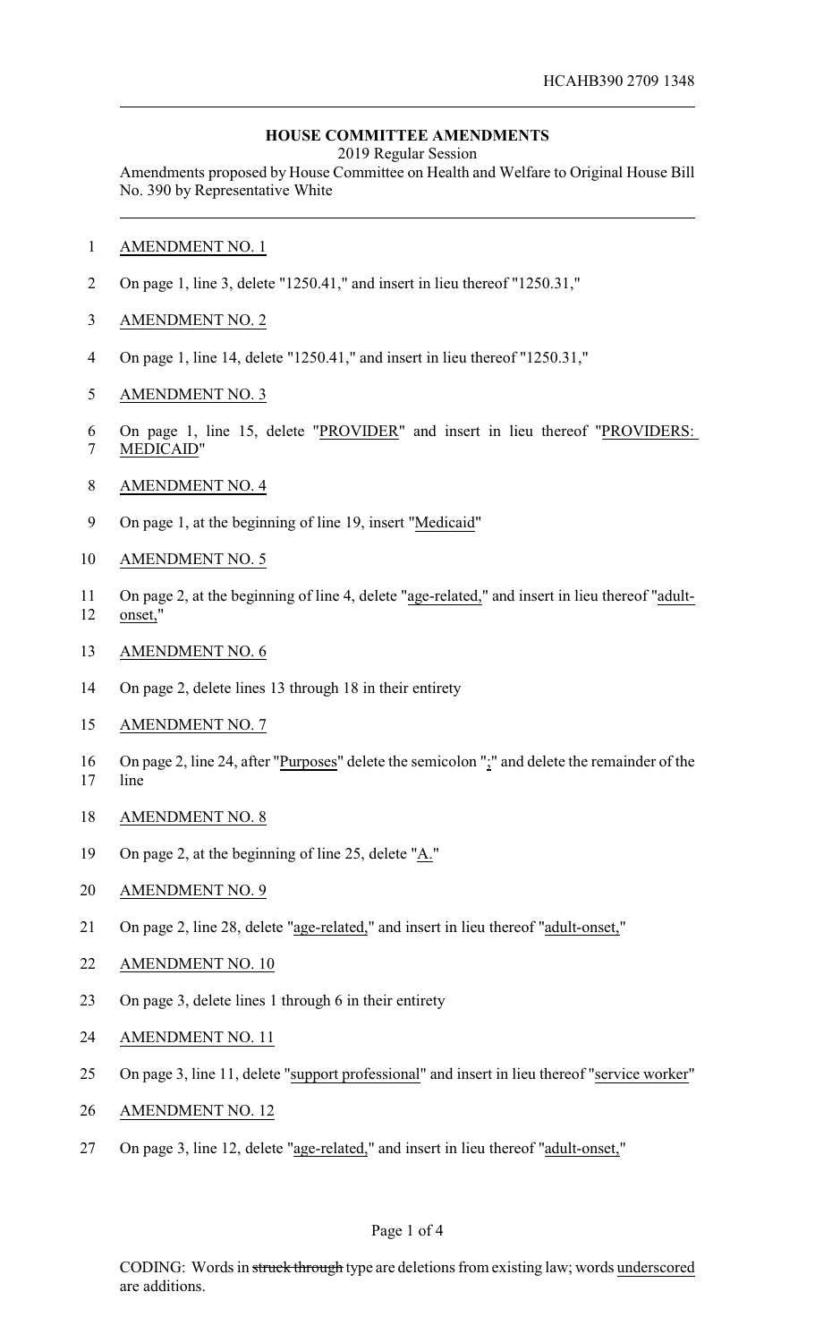HCAHB390 2709 1348

**HOUSE COMMITTEE AMENDMENTS**

2019 Regular Session

Amendments proposed by House Committee on Health and Welfare to Original House Bill No. 390 by Representative White

AMENDMENT NO. 1

On page 1, line 3, delete "1250.41," and insert in lieu thereof "1250.31,"

AMENDMENT NO. 2

On page 1, line 14, delete "1250.41," and insert in lieu thereof "1250.31,"

AMENDMENT NO. 3

On page 1, line 15, delete "PROVIDER" and insert in lieu thereof "PROVIDERS: MEDICAID"

AMENDMENT NO. 4

On page 1, at the beginning of line 19, insert "Medicaid"

AMENDMENT NO. 5

On page 2, at the beginning of line 4, delete "age-related," and insert in lieu thereof "adult-onset,"

AMENDMENT NO. 6

On page 2, delete lines 13 through 18 in their entirety

AMENDMENT NO. 7

On page 2, line 24, after "Purposes" delete the semicolon ";" and delete the remainder of the line

AMENDMENT NO. 8

On page 2, at the beginning of line 25, delete "A."

AMENDMENT NO. 9

On page 2, line 28, delete "age-related," and insert in lieu thereof "adult-onset,"

AMENDMENT NO. 10

On page 3, delete lines 1 through 6 in their entirety

AMENDMENT NO. 11

On page 3, line 11, delete "support professional" and insert in lieu thereof "service worker"

AMENDMENT NO. 12

On page 3, line 12, delete "age-related," and insert in lieu thereof "adult-onset,"

CODING: Words in ~~struck through~~ type are deletions from existing law; words underscored are additions.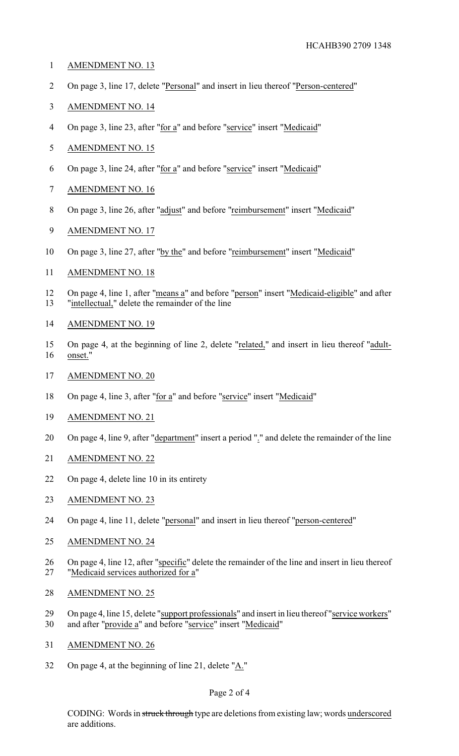AMENDMENT NO. 13

On page 3, line 17, delete "Personal" and insert in lieu thereof "Person-centered"

AMENDMENT NO. 14

On page 3, line 23, after "for a" and before "service" insert "Medicaid"

AMENDMENT NO. 15

On page 3, line 24, after "for a" and before "service" insert "Medicaid"

AMENDMENT NO. 16

On page 3, line 26, after "adjust" and before "reimbursement" insert "Medicaid"

AMENDMENT NO. 17

On page 3, line 27, after "by the" and before "reimbursement" insert "Medicaid"

AMENDMENT NO. 18

On page 4, line 1, after "means a" and before "person" insert "Medicaid-eligible" and after "intellectual," delete the remainder of the line

AMENDMENT NO. 19

On page 4, at the beginning of line 2, delete "related," and insert in lieu thereof "adult-onset."

AMENDMENT NO. 20

On page 4, line 3, after "for a" and before "service" insert "Medicaid"

AMENDMENT NO. 21

On page 4, line 9, after "department" insert a period "." and delete the remainder of the line

AMENDMENT NO. 22

On page 4, delete line 10 in its entirety

AMENDMENT NO. 23

On page 4, line 11, delete "personal" and insert in lieu thereof "person-centered"

AMENDMENT NO. 24

On page 4, line 12, after "specific" delete the remainder of the line and insert in lieu thereof "Medicaid services authorized for a"

AMENDMENT NO. 25

On page 4, line 15, delete "support professionals" and insert in lieu thereof "service workers" and after "provide a" and before "service" insert "Medicaid"

AMENDMENT NO. 26

On page 4, at the beginning of line 21, delete "A."

CODING: Words in ~~struck through~~ type are deletions from existing law; words underscored are additions.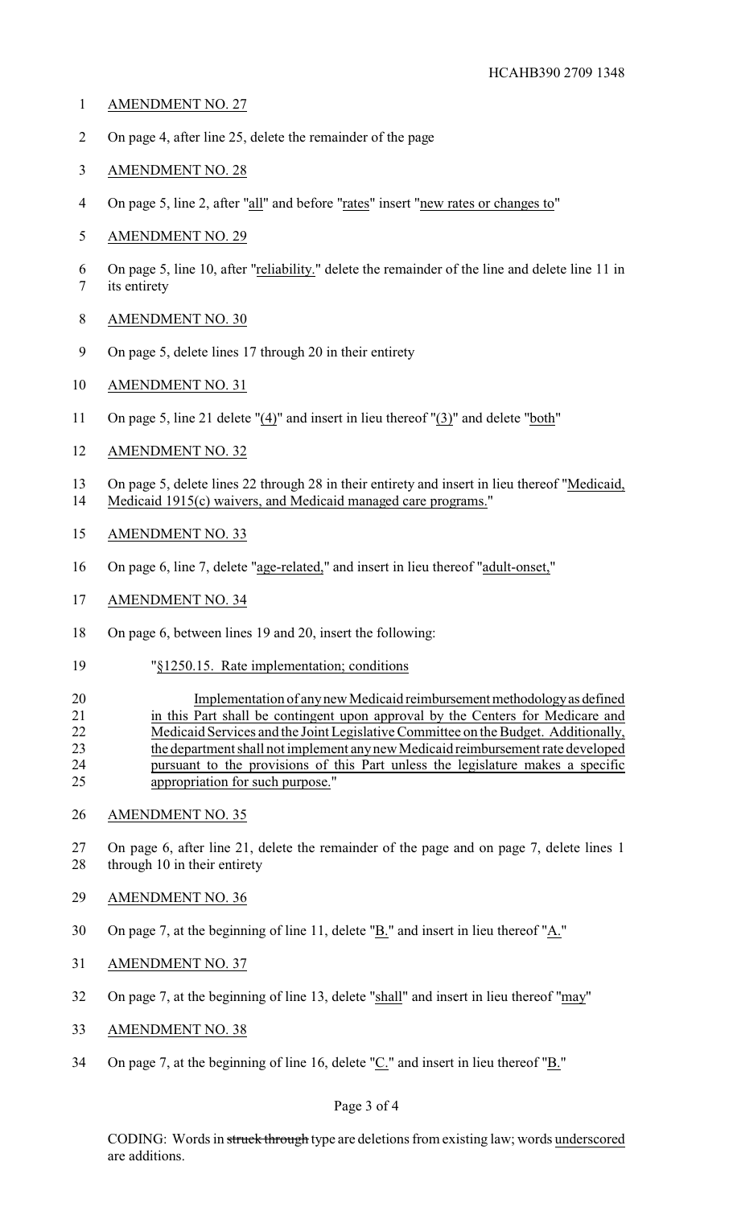AMENDMENT NO. 27

On page 4, after line 25, delete the remainder of the page

AMENDMENT NO. 28

On page 5, line 2, after "all" and before "rates" insert "new rates or changes to"

AMENDMENT NO. 29

On page 5, line 10, after "reliability." delete the remainder of the line and delete line 11 in its entirety

AMENDMENT NO. 30

On page 5, delete lines 17 through 20 in their entirety

AMENDMENT NO. 31

On page 5, line 21 delete "(4)" and insert in lieu thereof "(3)" and delete "both"

AMENDMENT NO. 32

On page 5, delete lines 22 through 28 in their entirety and insert in lieu thereof "Medicaid, Medicaid 1915(c) waivers, and Medicaid managed care programs."

AMENDMENT NO. 33

On page 6, line 7, delete "age-related," and insert in lieu thereof "adult-onset,"

AMENDMENT NO. 34

On page 6, between lines 19 and 20, insert the following:

"§1250.15. Rate implementation; conditions

Implementation of any new Medicaid reimbursement methodology as defined in this Part shall be contingent upon approval by the Centers for Medicare and Medicaid Services and the Joint Legislative Committee on the Budget. Additionally, the department shall not implement any new Medicaid reimbursement rate developed pursuant to the provisions of this Part unless the legislature makes a specific appropriation for such purpose."

AMENDMENT NO. 35

On page 6, after line 21, delete the remainder of the page and on page 7, delete lines 1 through 10 in their entirety

AMENDMENT NO. 36

On page 7, at the beginning of line 11, delete "B." and insert in lieu thereof "A."

AMENDMENT NO. 37

On page 7, at the beginning of line 13, delete "shall" and insert in lieu thereof "may"

AMENDMENT NO. 38

On page 7, at the beginning of line 16, delete "C." and insert in lieu thereof "B."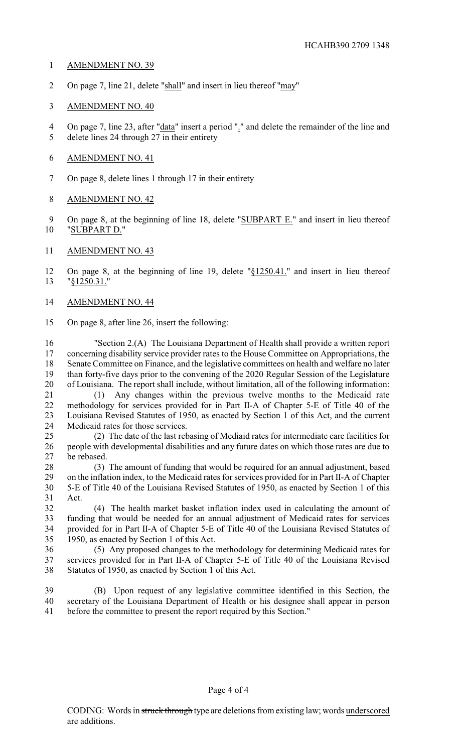AMENDMENT NO. 39

On page 7, line 21, delete "shall" and insert in lieu thereof "may"

AMENDMENT NO. 40

On page 7, line 23, after "data" insert a period "." and delete the remainder of the line and delete lines 24 through 27 in their entirety

AMENDMENT NO. 41

On page 8, delete lines 1 through 17 in their entirety

AMENDMENT NO. 42

On page 8, at the beginning of line 18, delete "SUBPART E." and insert in lieu thereof "SUBPART D."

AMENDMENT NO. 43

On page 8, at the beginning of line 19, delete "§1250.41." and insert in lieu thereof "§1250.31."

AMENDMENT NO. 44

On page 8, after line 26, insert the following:

"Section 2.(A) The Louisiana Department of Health shall provide a written report concerning disability service provider rates to the House Committee on Appropriations, the Senate Committee on Finance, and the legislative committees on health and welfare no later than forty-five days prior to the convening of the 2020 Regular Session of the Legislature of Louisiana. The report shall include, without limitation, all of the following information:

(1) Any changes within the previous twelve months to the Medicaid rate methodology for services provided for in Part II-A of Chapter 5-E of Title 40 of the Louisiana Revised Statutes of 1950, as enacted by Section 1 of this Act, and the current Medicaid rates for those services.

(2) The date of the last rebasing of Mediaid rates for intermediate care facilities for people with developmental disabilities and any future dates on which those rates are due to be rebased.

(3) The amount of funding that would be required for an annual adjustment, based on the inflation index, to the Medicaid rates for services provided for in Part II-A of Chapter 5-E of Title 40 of the Louisiana Revised Statutes of 1950, as enacted by Section 1 of this Act.

(4) The health market basket inflation index used in calculating the amount of funding that would be needed for an annual adjustment of Medicaid rates for services provided for in Part II-A of Chapter 5-E of Title 40 of the Louisiana Revised Statutes of 1950, as enacted by Section 1 of this Act.

(5) Any proposed changes to the methodology for determining Medicaid rates for services provided for in Part II-A of Chapter 5-E of Title 40 of the Louisiana Revised Statutes of 1950, as enacted by Section 1 of this Act.

(B) Upon request of any legislative committee identified in this Section, the secretary of the Louisiana Department of Health or his designee shall appear in person before the committee to present the report required by this Section."

CODING: Words in ~~struck through~~ type are deletions from existing law; words underscored are additions.